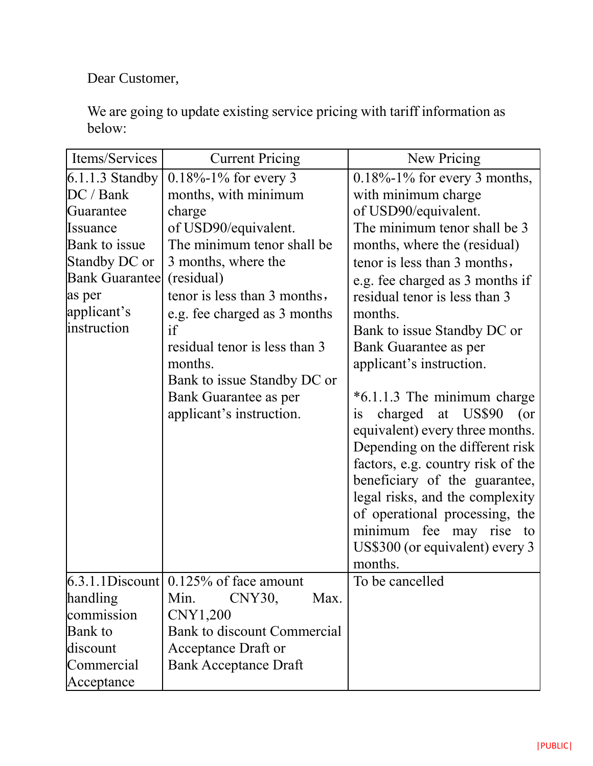Dear Customer,

We are going to update existing service pricing with tariff information as below:

| Items/Services | Current Pricing | New Pricing |
|---|---|---|
| 6.1.1.3 Standby DC / Bank Guarantee Issuance<br>Bank to issue Standby DC or Bank Guarantee as per applicant's instruction | 0.18%-1% for every 3 months, with minimum charge of USD90/equivalent.<br>The minimum tenor shall be 3 months, where the (residual) tenor is less than 3 months， e.g. fee charged as 3 months if residual tenor is less than 3 months.<br>Bank to issue Standby DC or Bank Guarantee as per applicant's instruction. | 0.18%-1% for every 3 months, with minimum charge of USD90/equivalent.<br>The minimum tenor shall be 3 months, where the (residual) tenor is less than 3 months， e.g. fee charged as 3 months if residual tenor is less than 3 months.<br>Bank to issue Standby DC or Bank Guarantee as per applicant's instruction.<br><br>*6.1.1.3 The minimum charge is charged at US$90 (or equivalent) every three months. Depending on the different risk factors, e.g. country risk of the beneficiary of the guarantee, legal risks, and the complexity of operational processing, the minimum fee may rise to US$300 (or equivalent) every 3 months. |
| 6.3.1.1Discount handling commission<br>Bank to discount Commercial Acceptance | 0.125% of face amount<br>Min. CNY30, Max. CNY1,200<br>Bank to discount Commercial Acceptance Draft or Bank Acceptance Draft | To be cancelled |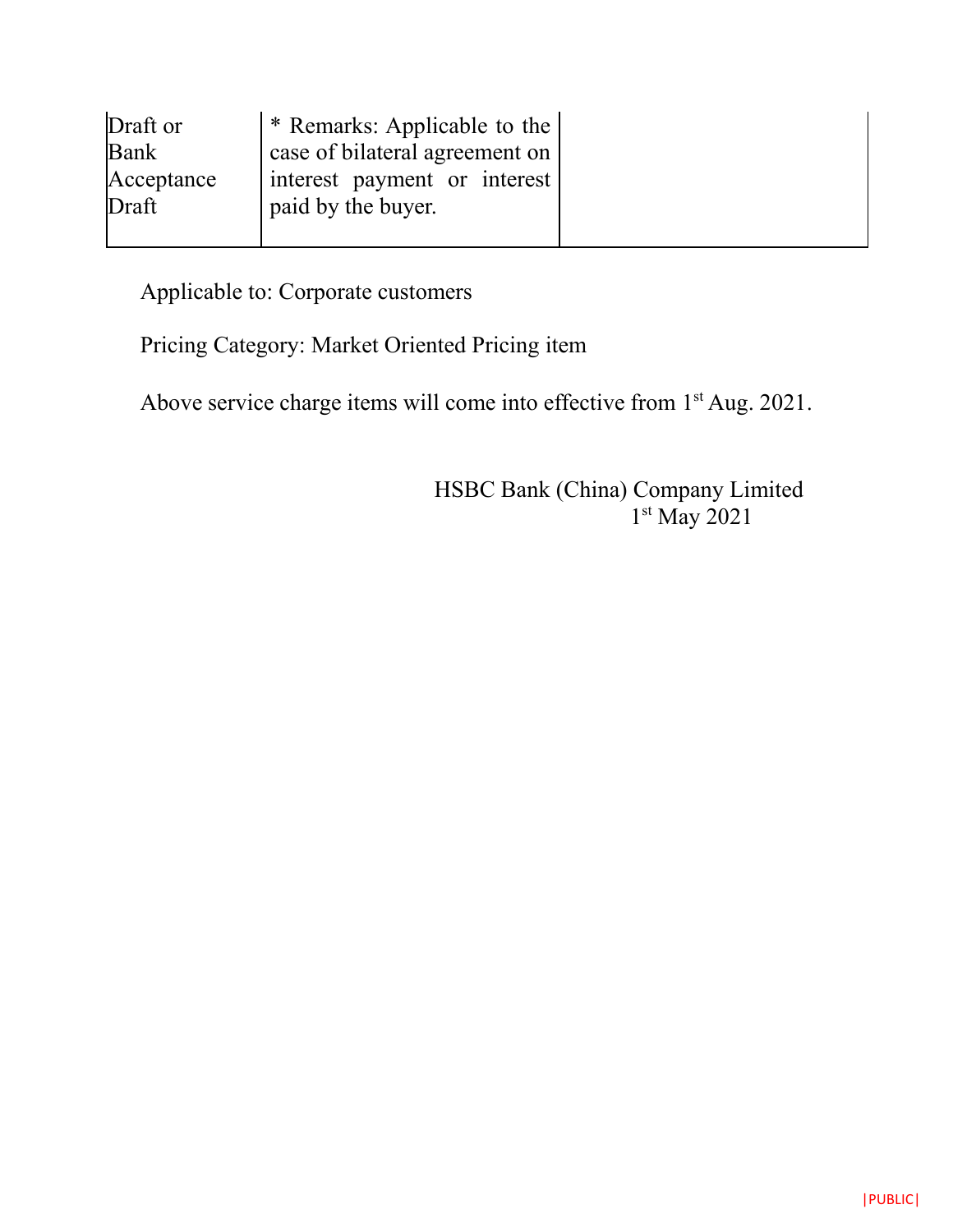| | | |
|---|---|---|
| Draft or Bank Acceptance Draft | * Remarks: Applicable to the case of bilateral agreement on interest payment or interest paid by the buyer. | |

Applicable to: Corporate customers

Pricing Category: Market Oriented Pricing item

Above service charge items will come into effective from 1st Aug. 2021.

HSBC Bank (China) Company Limited
1st May 2021